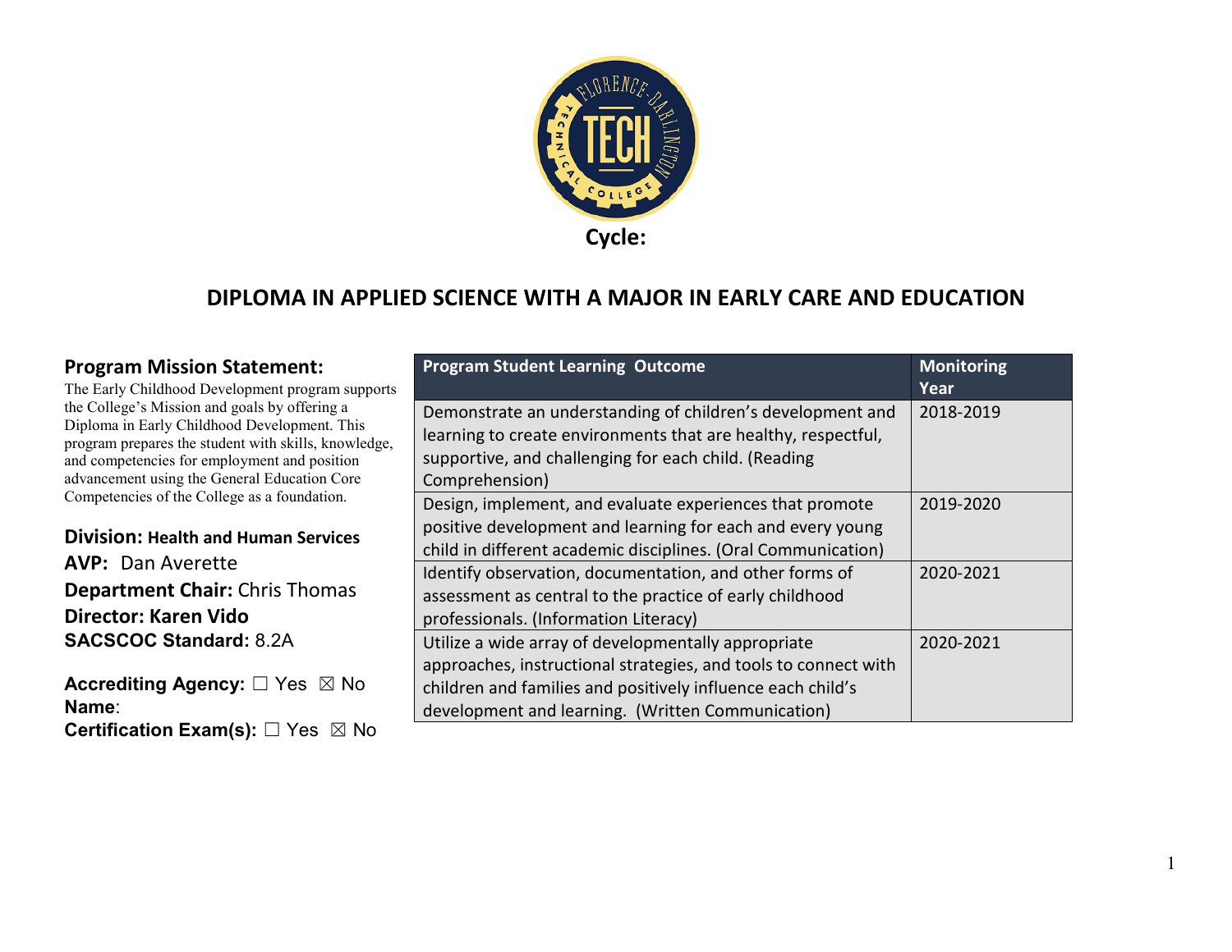**Cycle:**

# DIPLOMA IN APPLIED SCIENCE WITH A MAJOR IN EARLY CARE AND EDUCATION

## Program Mission Statement:

The Early Childhood Development program supports the College's Mission and goals by offering a Diploma in Early Childhood Development. This program prepares the student with skills, knowledge, and competencies for employment and position advancement using the General Education Core Competencies of the College as a foundation.

**Division:** **Health and Human Services**
**AVP:** Dan Averette
**Department Chair:** Chris Thomas
**Director: Karen Vido**
**SACSCOC Standard:** 8.2A

**Accrediting Agency:** ☐ Yes ☒ No
**Name**:
**Certification Exam(s):** ☐ Yes ☒ No

| Program Student Learning Outcome | Monitoring Year |
|---|---|
| Demonstrate an understanding of children's development and learning to create environments that are healthy, respectful, supportive, and challenging for each child. (Reading Comprehension) | 2018-2019 |
| Design, implement, and evaluate experiences that promote positive development and learning for each and every young child in different academic disciplines. (Oral Communication) | 2019-2020 |
| Identify observation, documentation, and other forms of assessment as central to the practice of early childhood professionals. (Information Literacy) | 2020-2021 |
| Utilize a wide array of developmentally appropriate approaches, instructional strategies, and tools to connect with children and families and positively influence each child's development and learning. (Written Communication) | 2020-2021 |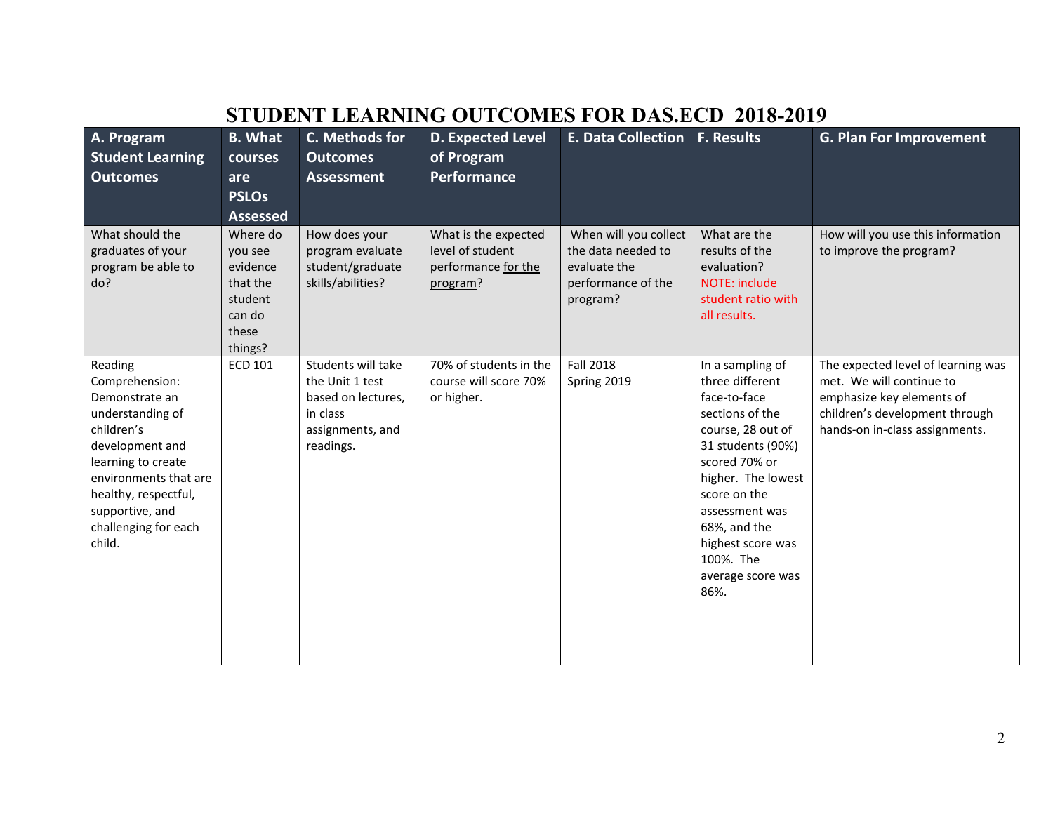# STUDENT LEARNING OUTCOMES FOR DAS.ECD 2018-2019

| A. Program Student Learning Outcomes | B. What courses are PSLOs Assessed | C. Methods for Outcomes Assessment | D. Expected Level of Program Performance | E. Data Collection | F. Results | G. Plan For Improvement |
|---|---|---|---|---|---|---|
| What should the graduates of your program be able to do? | Where do you see evidence that the student can do these things? | How does your program evaluate student/graduate skills/abilities? | What is the expected level of student performance for the program? | When will you collect the data needed to evaluate the performance of the program? | What are the results of the evaluation? NOTE: include student ratio with all results. | How will you use this information to improve the program? |
| Reading Comprehension: Demonstrate an understanding of children's development and learning to create environments that are healthy, respectful, supportive, and challenging for each child. | ECD 101 | Students will take the Unit 1 test based on lectures, in class assignments, and readings. | 70% of students in the course will score 70% or higher. | Fall 2018<br>Spring 2019 | In a sampling of three different face-to-face sections of the course, 28 out of 31 students (90%) scored 70% or higher. The lowest score on the assessment was 68%, and the highest score was 100%. The average score was 86%. | The expected level of learning was met. We will continue to emphasize key elements of children's development through hands-on in-class assignments. |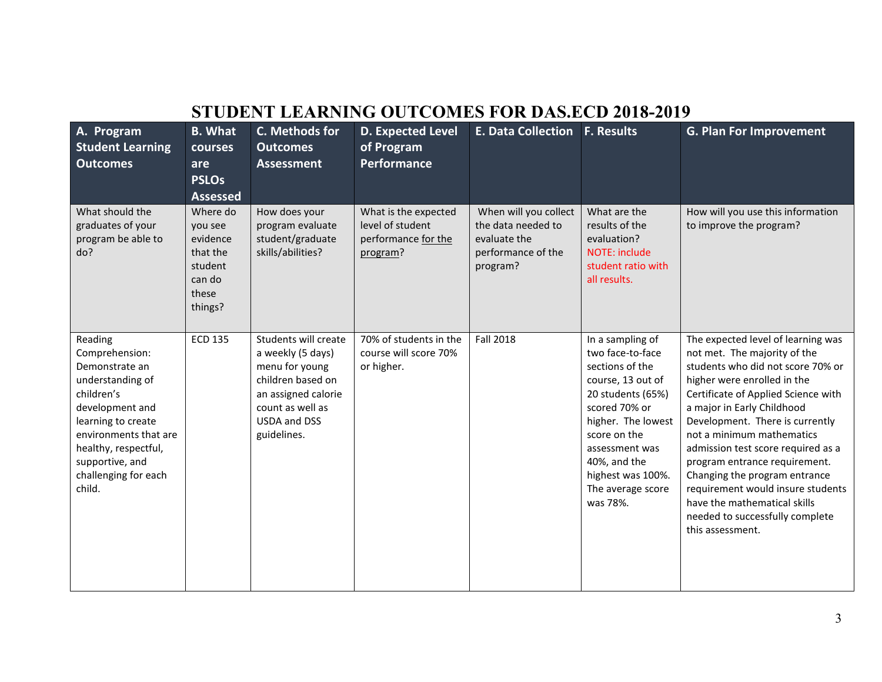# STUDENT LEARNING OUTCOMES FOR DAS.ECD 2018-2019

| A. Program Student Learning Outcomes | B. What courses are PSLOs Assessed | C. Methods for Outcomes Assessment | D. Expected Level of Program Performance | E. Data Collection | F. Results | G. Plan For Improvement |
|---|---|---|---|---|---|---|
| What should the graduates of your program be able to do? | Where do you see evidence that the student can do these things? | How does your program evaluate student/graduate skills/abilities? | What is the expected level of student performance for the program? | When will you collect the data needed to evaluate the performance of the program? | What are the results of the evaluation? NOTE: include student ratio with all results. | How will you use this information to improve the program? |
| Reading Comprehension: Demonstrate an understanding of children's development and learning to create environments that are healthy, respectful, supportive, and challenging for each child. | ECD 135 | Students will create a weekly (5 days) menu for young children based on an assigned calorie count as well as USDA and DSS guidelines. | 70% of students in the course will score 70% or higher. | Fall 2018 | In a sampling of two face-to-face sections of the course, 13 out of 20 students (65%) scored 70% or higher. The lowest score on the assessment was 40%, and the highest was 100%. The average score was 78%. | The expected level of learning was not met. The majority of the students who did not score 70% or higher were enrolled in the Certificate of Applied Science with a major in Early Childhood Development. There is currently not a minimum mathematics admission test score required as a program entrance requirement. Changing the program entrance requirement would insure students have the mathematical skills needed to successfully complete this assessment. |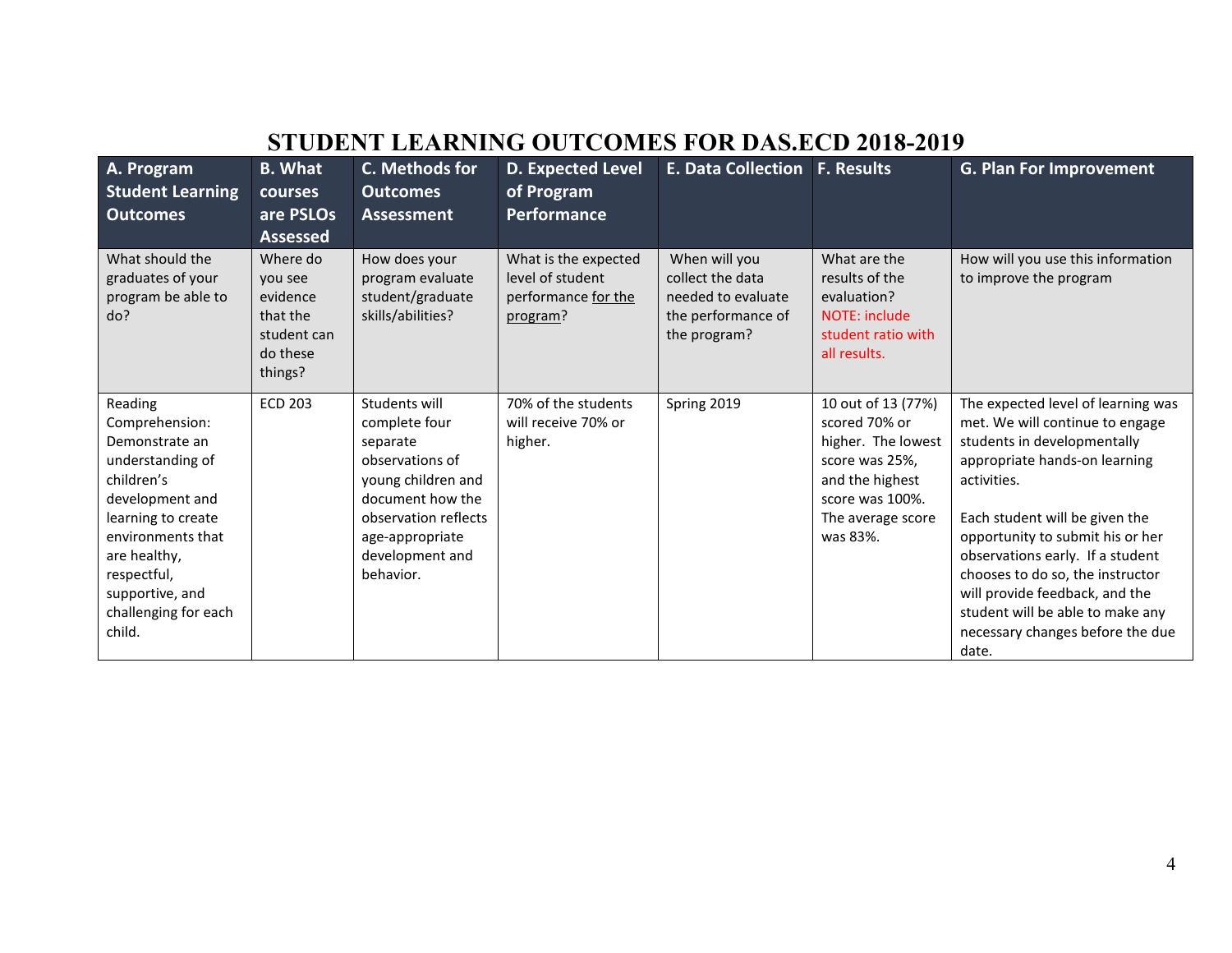# STUDENT LEARNING OUTCOMES FOR DAS.ECD 2018-2019

| A. Program Student Learning Outcomes | B. What courses are PSLOs Assessed | C. Methods for Outcomes Assessment | D. Expected Level of Program Performance | E. Data Collection | F. Results | G. Plan For Improvement |
|---|---|---|---|---|---|---|
| What should the graduates of your program be able to do? | Where do you see evidence that the student can do these things? | How does your program evaluate student/graduate skills/abilities? | What is the expected level of student performance for the program? | When will you collect the data needed to evaluate the performance of the program? | What are the results of the evaluation? NOTE: include student ratio with all results. | How will you use this information to improve the program |
| Reading Comprehension: Demonstrate an understanding of children's development and learning to create environments that are healthy, respectful, supportive, and challenging for each child. | ECD 203 | Students will complete four separate observations of young children and document how the observation reflects age-appropriate development and behavior. | 70% of the students will receive 70% or higher. | Spring 2019 | 10 out of 13 (77%) scored 70% or higher. The lowest score was 25%, and the highest score was 100%. The average score was 83%. | The expected level of learning was met. We will continue to engage students in developmentally appropriate hands-on learning activities.<br><br>Each student will be given the opportunity to submit his or her observations early. If a student chooses to do so, the instructor will provide feedback, and the student will be able to make any necessary changes before the due date. |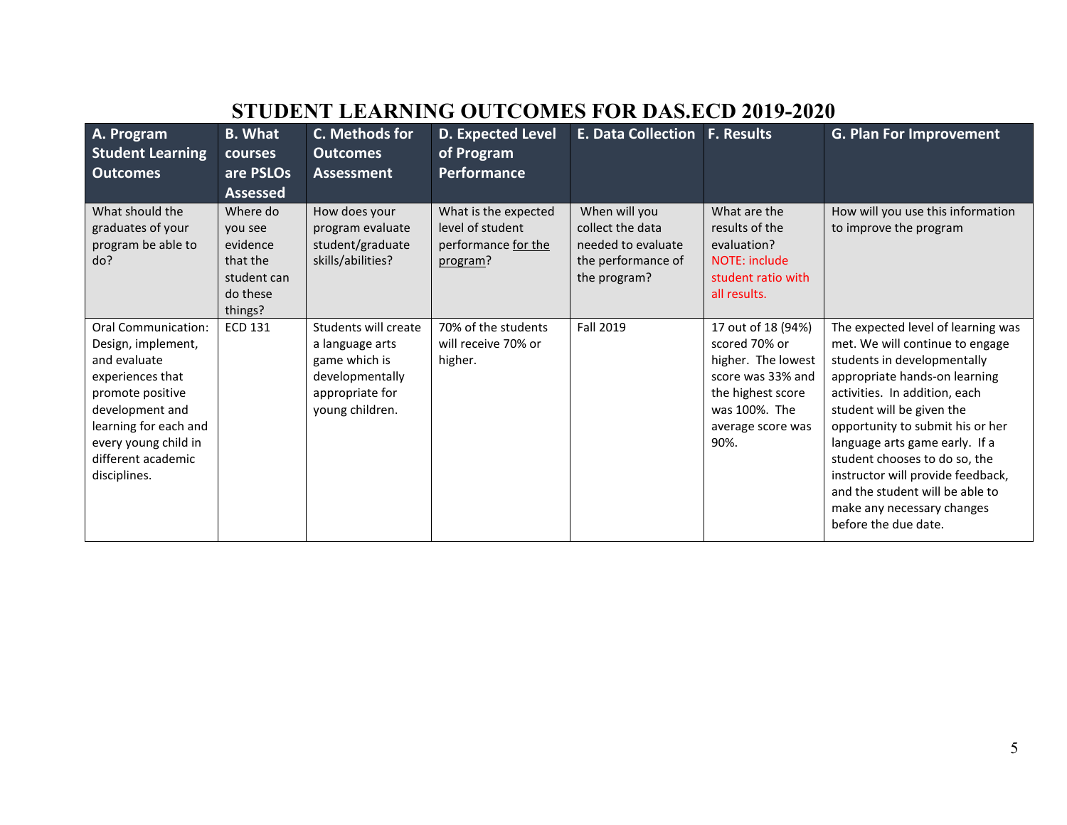# STUDENT LEARNING OUTCOMES FOR DAS.ECD 2019-2020

| A. Program Student Learning Outcomes | B. What courses are PSLOs Assessed | C. Methods for Outcomes Assessment | D. Expected Level of Program Performance | E. Data Collection | F. Results | G. Plan For Improvement |
|---|---|---|---|---|---|---|
| What should the graduates of your program be able to do? | Where do you see evidence that the student can do these things? | How does your program evaluate student/graduate skills/abilities? | What is the expected level of student performance for the program? | When will you collect the data needed to evaluate the performance of the program? | What are the results of the evaluation? NOTE: include student ratio with all results. | How will you use this information to improve the program |
| Oral Communication: Design, implement, and evaluate experiences that promote positive development and learning for each and every young child in different academic disciplines. | ECD 131 | Students will create a language arts game which is developmentally appropriate for young children. | 70% of the students will receive 70% or higher. | Fall 2019 | 17 out of 18 (94%) scored 70% or higher. The lowest score was 33% and the highest score was 100%. The average score was 90%. | The expected level of learning was met. We will continue to engage students in developmentally appropriate hands-on learning activities. In addition, each student will be given the opportunity to submit his or her language arts game early. If a student chooses to do so, the instructor will provide feedback, and the student will be able to make any necessary changes before the due date. |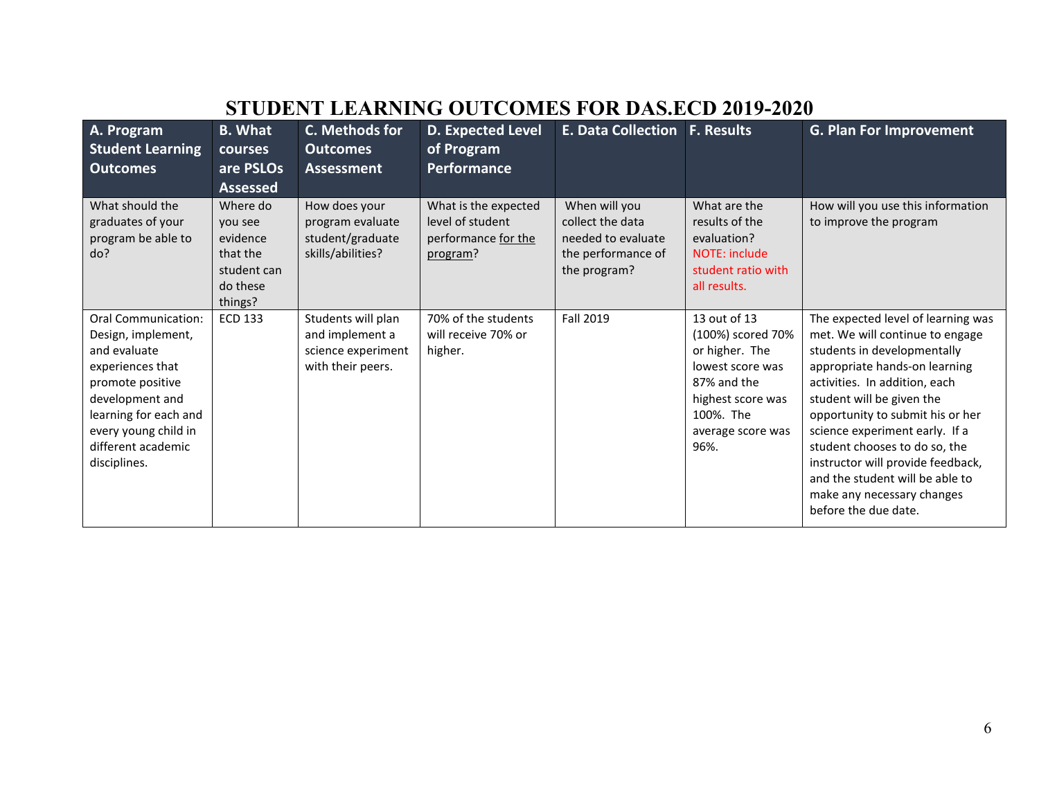# STUDENT LEARNING OUTCOMES FOR DAS.ECD 2019-2020

| A. Program Student Learning Outcomes | B. What courses are PSLOs Assessed | C. Methods for Outcomes Assessment | D. Expected Level of Program Performance | E. Data Collection | F. Results | G. Plan For Improvement |
|---|---|---|---|---|---|---|
| What should the graduates of your program be able to do? | Where do you see evidence that the student can do these things? | How does your program evaluate student/graduate skills/abilities? | What is the expected level of student performance for the program? | When will you collect the data needed to evaluate the performance of the program? | What are the results of the evaluation? NOTE: include student ratio with all results. | How will you use this information to improve the program |
| Oral Communication: Design, implement, and evaluate experiences that promote positive development and learning for each and every young child in different academic disciplines. | ECD 133 | Students will plan and implement a science experiment with their peers. | 70% of the students will receive 70% or higher. | Fall 2019 | 13 out of 13 (100%) scored 70% or higher. The lowest score was 87% and the highest score was 100%. The average score was 96%. | The expected level of learning was met. We will continue to engage students in developmentally appropriate hands-on learning activities. In addition, each student will be given the opportunity to submit his or her science experiment early. If a student chooses to do so, the instructor will provide feedback, and the student will be able to make any necessary changes before the due date. |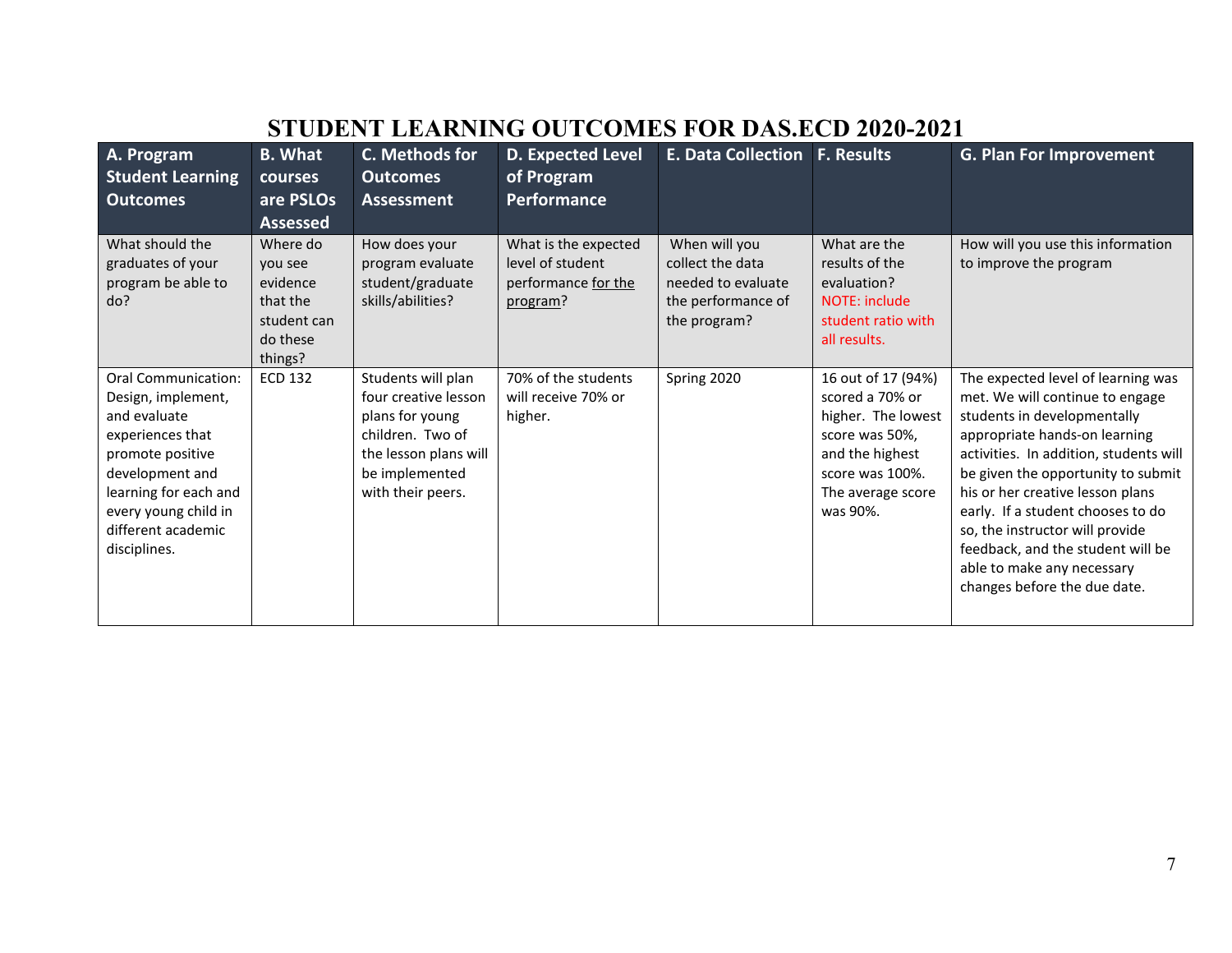# STUDENT LEARNING OUTCOMES FOR DAS.ECD 2020-2021

| A. Program Student Learning Outcomes | B. What courses are PSLOs Assessed | C. Methods for Outcomes Assessment | D. Expected Level of Program Performance | E. Data Collection | F. Results | G. Plan For Improvement |
|---|---|---|---|---|---|---|
| What should the graduates of your program be able to do? | Where do you see evidence that the student can do these things? | How does your program evaluate student/graduate skills/abilities? | What is the expected level of student performance for the program? | When will you collect the data needed to evaluate the performance of the program? | What are the results of the evaluation? NOTE: include student ratio with all results. | How will you use this information to improve the program |
| Oral Communication: Design, implement, and evaluate experiences that promote positive development and learning for each and every young child in different academic disciplines. | ECD 132 | Students will plan four creative lesson plans for young children. Two of the lesson plans will be implemented with their peers. | 70% of the students will receive 70% or higher. | Spring 2020 | 16 out of 17 (94%) scored a 70% or higher. The lowest score was 50%, and the highest score was 100%. The average score was 90%. | The expected level of learning was met. We will continue to engage students in developmentally appropriate hands-on learning activities. In addition, students will be given the opportunity to submit his or her creative lesson plans early. If a student chooses to do so, the instructor will provide feedback, and the student will be able to make any necessary changes before the due date. |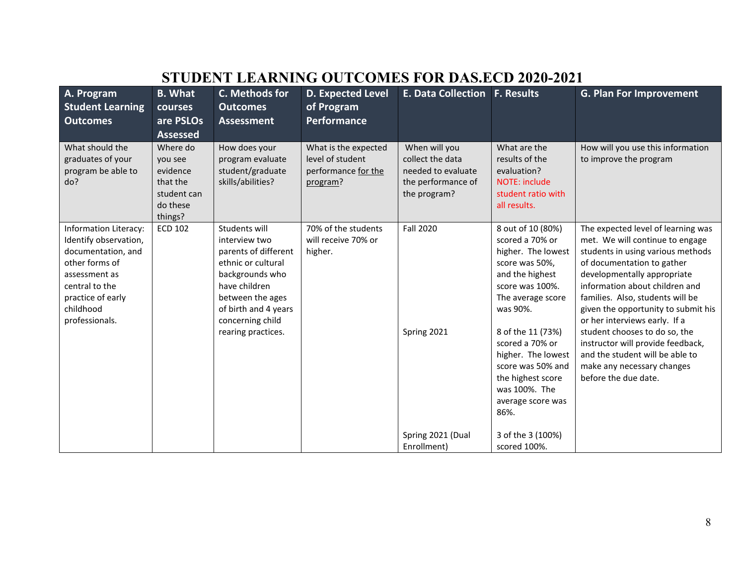# STUDENT LEARNING OUTCOMES FOR DAS.ECD 2020-2021

| A. Program Student Learning Outcomes | B. What courses are PSLOs Assessed | C. Methods for Outcomes Assessment | D. Expected Level of Program Performance | E. Data Collection | F. Results | G. Plan For Improvement |
|---|---|---|---|---|---|---|
| What should the graduates of your program be able to do? | Where do you see evidence that the student can do these things? | How does your program evaluate student/graduate skills/abilities? | What is the expected level of student performance for the program? | When will you collect the data needed to evaluate the performance of the program? | What are the results of the evaluation? NOTE: include student ratio with all results. | How will you use this information to improve the program |
| Information Literacy: Identify observation, documentation, and other forms of assessment as central to the practice of early childhood professionals. | ECD 102 | Students will interview two parents of different ethnic or cultural backgrounds who have children between the ages of birth and 4 years concerning child rearing practices. | 70% of the students will receive 70% or higher. | Fall 2020 | 8 out of 10 (80%) scored a 70% or higher. The lowest score was 50%, and the highest score was 100%. The average score was 90%. | The expected level of learning was met. We will continue to engage students in using various methods of documentation to gather developmentally appropriate information about children and families. Also, students will be given the opportunity to submit his or her interviews early. If a student chooses to do so, the instructor will provide feedback, and the student will be able to make any necessary changes before the due date. |
| | | | | Spring 2021 | 8 of the 11 (73%) scored a 70% or higher. The lowest score was 50% and the highest score was 100%. The average score was 86%. | |
| | | | | Spring 2021 (Dual Enrollment) | 3 of the 3 (100%) scored 100%. | |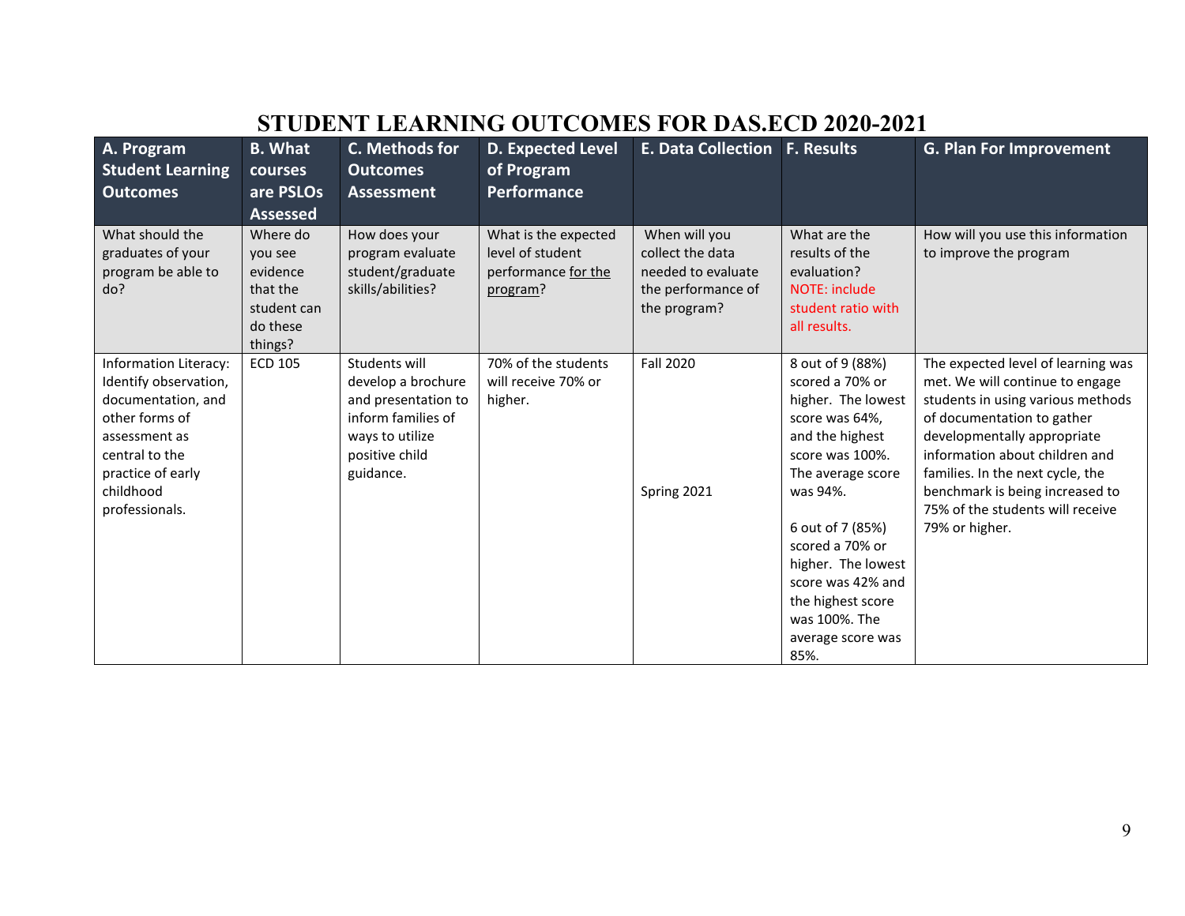# STUDENT LEARNING OUTCOMES FOR DAS.ECD 2020-2021

| A. Program Student Learning Outcomes | B. What courses are PSLOs Assessed | C. Methods for Outcomes Assessment | D. Expected Level of Program Performance | E. Data Collection | F. Results | G. Plan For Improvement |
|---|---|---|---|---|---|---|
| What should the graduates of your program be able to do? | Where do you see evidence that the student can do these things? | How does your program evaluate student/graduate skills/abilities? | What is the expected level of student performance for the program? | When will you collect the data needed to evaluate the performance of the program? | What are the results of the evaluation? NOTE: include student ratio with all results. | How will you use this information to improve the program |
| Information Literacy: Identify observation, documentation, and other forms of assessment as central to the practice of early childhood professionals. | ECD 105 | Students will develop a brochure and presentation to inform families of ways to utilize positive child guidance. | 70% of the students will receive 70% or higher. | Fall 2020<br><br>Spring 2021 | 8 out of 9 (88%) scored a 70% or higher. The lowest score was 64%, and the highest score was 100%. The average score was 94%.<br><br>6 out of 7 (85%) scored a 70% or higher. The lowest score was 42% and the highest score was 100%. The average score was 85%. | The expected level of learning was met. We will continue to engage students in using various methods of documentation to gather developmentally appropriate information about children and families. In the next cycle, the benchmark is being increased to 75% of the students will receive 79% or higher. |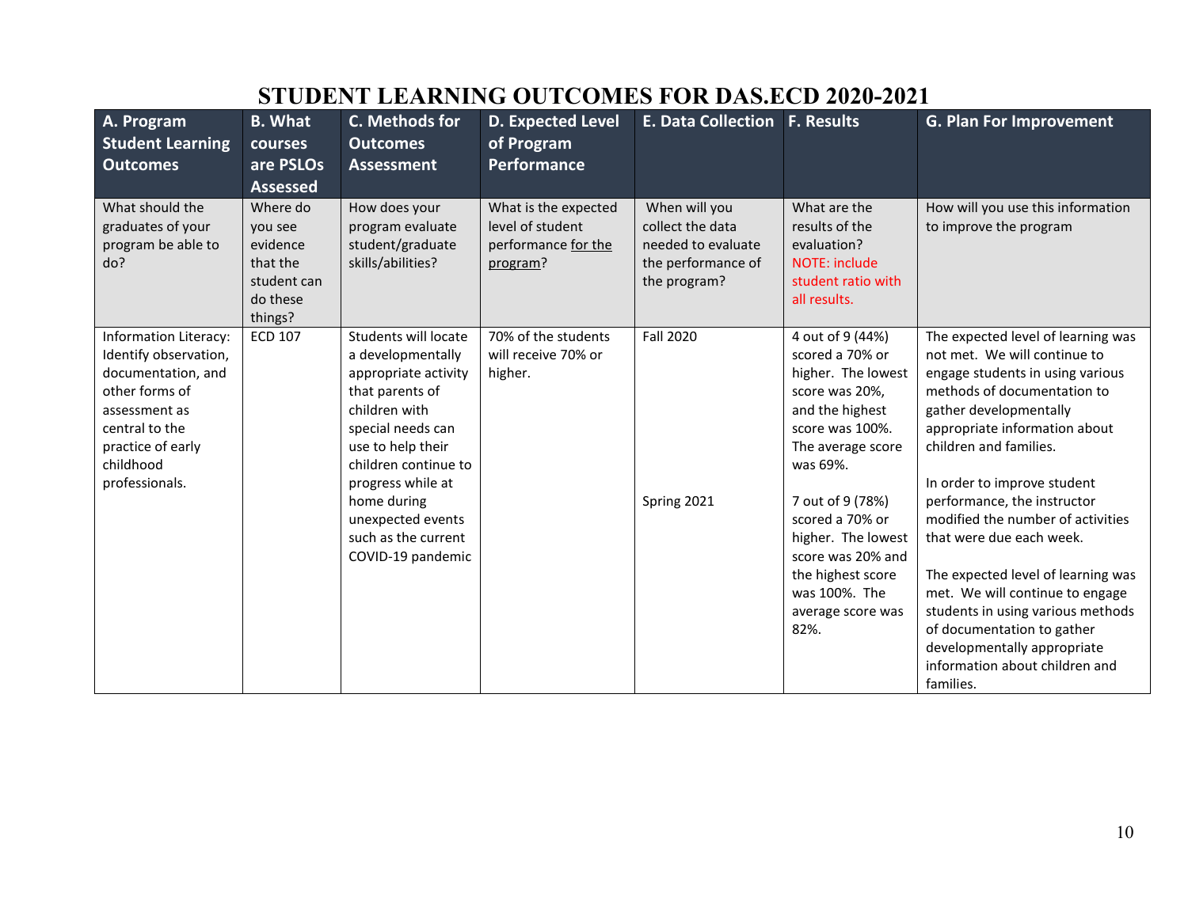# STUDENT LEARNING OUTCOMES FOR DAS.ECD 2020-2021

| A. Program Student Learning Outcomes | B. What courses are PSLOs Assessed | C. Methods for Outcomes Assessment | D. Expected Level of Program Performance | E. Data Collection | F. Results | G. Plan For Improvement |
|---|---|---|---|---|---|---|
| What should the graduates of your program be able to do? | Where do you see evidence that the student can do these things? | How does your program evaluate student/graduate skills/abilities? | What is the expected level of student performance for the program? | When will you collect the data needed to evaluate the performance of the program? | What are the results of the evaluation? NOTE: include student ratio with all results. | How will you use this information to improve the program |
| Information Literacy: Identify observation, documentation, and other forms of assessment as central to the practice of early childhood professionals. | ECD 107 | Students will locate a developmentally appropriate activity that parents of children with special needs can use to help their children continue to progress while at home during unexpected events such as the current COVID-19 pandemic | 70% of the students will receive 70% or higher. | Fall 2020<br><br>Spring 2021 | 4 out of 9 (44%) scored a 70% or higher. The lowest score was 20%, and the highest score was 100%. The average score was 69%.<br><br>7 out of 9 (78%) scored a 70% or higher. The lowest score was 20% and the highest score was 100%. The average score was 82%. | The expected level of learning was not met. We will continue to engage students in using various methods of documentation to gather developmentally appropriate information about children and families.<br><br>In order to improve student performance, the instructor modified the number of activities that were due each week.<br><br>The expected level of learning was met. We will continue to engage students in using various methods of documentation to gather developmentally appropriate information about children and families. |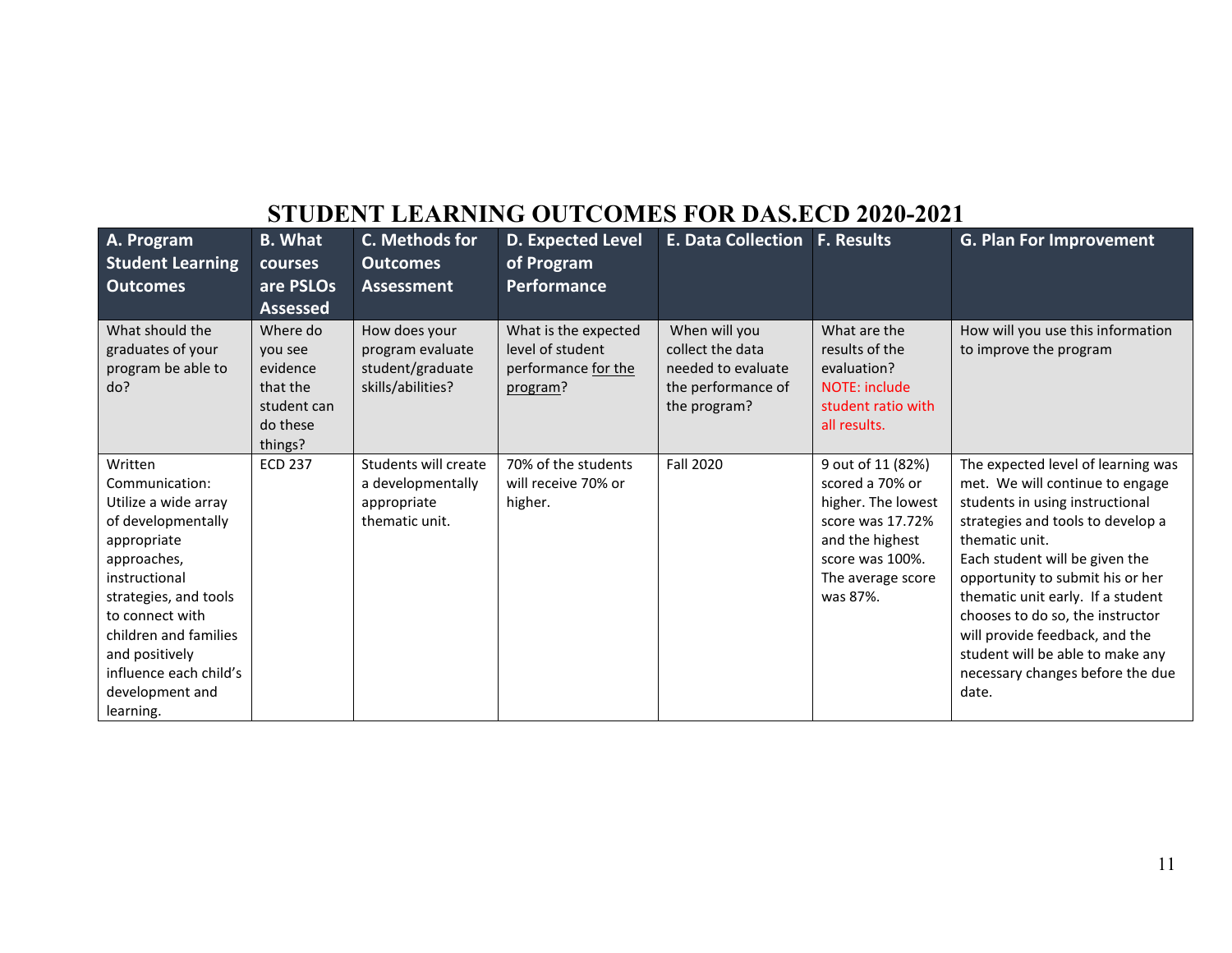# STUDENT LEARNING OUTCOMES FOR DAS.ECD 2020-2021

| A. Program Student Learning Outcomes | B. What courses are PSLOs Assessed | C. Methods for Outcomes Assessment | D. Expected Level of Program Performance | E. Data Collection | F. Results | G. Plan For Improvement |
|---|---|---|---|---|---|---|
| What should the graduates of your program be able to do? | Where do you see evidence that the student can do these things? | How does your program evaluate student/graduate skills/abilities? | What is the expected level of student performance for the program? | When will you collect the data needed to evaluate the performance of the program? | What are the results of the evaluation? NOTE: include student ratio with all results. | How will you use this information to improve the program |
| Written Communication: Utilize a wide array of developmentally appropriate approaches, instructional strategies, and tools to connect with children and families and positively influence each child's development and learning. | ECD 237 | Students will create a developmentally appropriate thematic unit. | 70% of the students will receive 70% or higher. | Fall 2020 | 9 out of 11 (82%) scored a 70% or higher. The lowest score was 17.72% and the highest score was 100%. The average score was 87%. | The expected level of learning was met. We will continue to engage students in using instructional strategies and tools to develop a thematic unit. Each student will be given the opportunity to submit his or her thematic unit early. If a student chooses to do so, the instructor will provide feedback, and the student will be able to make any necessary changes before the due date. |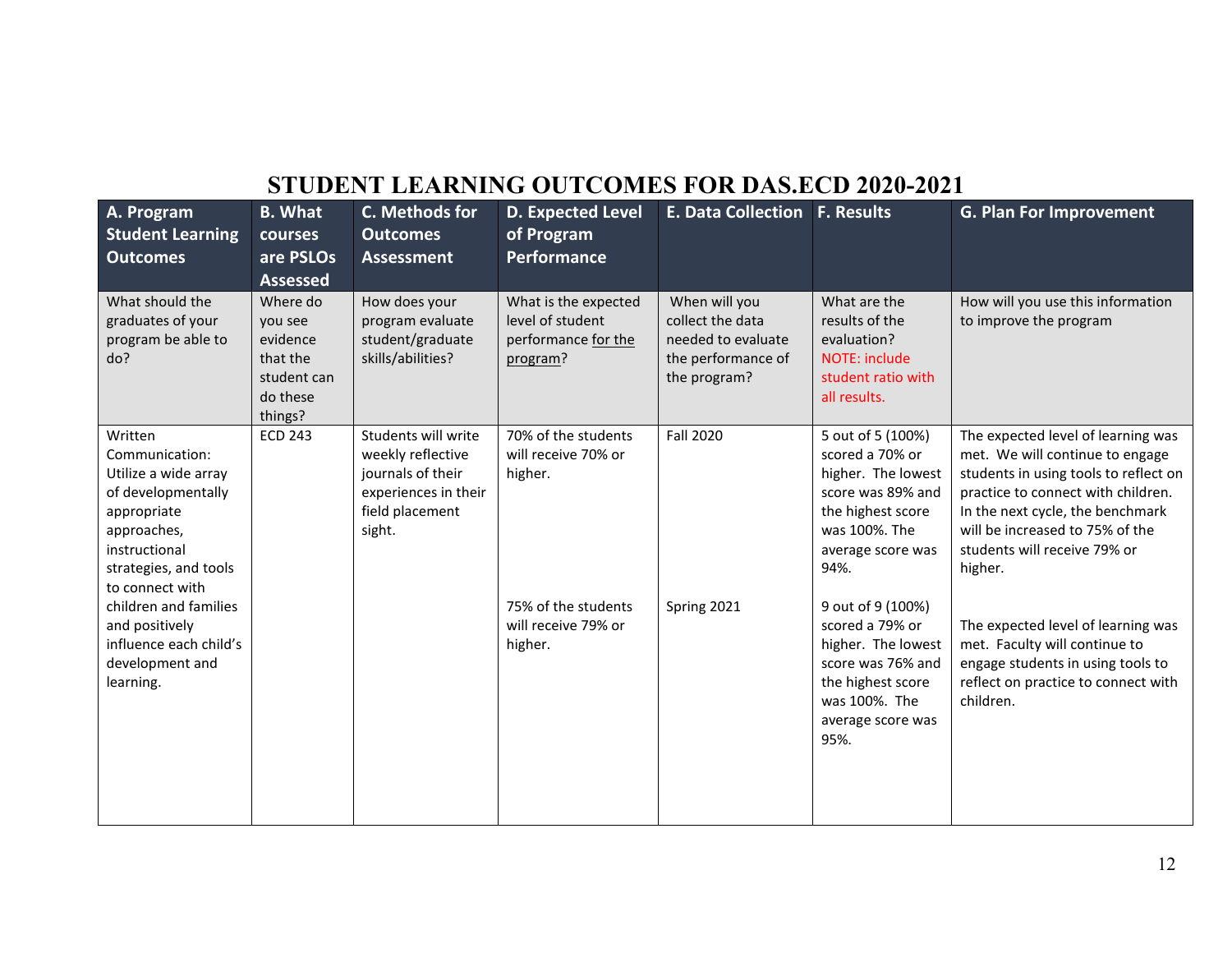# STUDENT LEARNING OUTCOMES FOR DAS.ECD 2020-2021

| A. Program Student Learning Outcomes | B. What courses are PSLOs Assessed | C. Methods for Outcomes Assessment | D. Expected Level of Program Performance | E. Data Collection | F. Results | G. Plan For Improvement |
|---|---|---|---|---|---|---|
| What should the graduates of your program be able to do? | Where do you see evidence that the student can do these things? | How does your program evaluate student/graduate skills/abilities? | What is the expected level of student performance for the program? | When will you collect the data needed to evaluate the performance of the program? | What are the results of the evaluation? NOTE: include student ratio with all results. | How will you use this information to improve the program |
| Written Communication: Utilize a wide array of developmentally appropriate approaches, instructional strategies, and tools to connect with children and families and positively influence each child's development and learning. | ECD 243 | Students will write weekly reflective journals of their experiences in their field placement sight. | 70% of the students will receive 70% or higher. | Fall 2020 | 5 out of 5 (100%) scored a 70% or higher. The lowest score was 89% and the highest score was 100%. The average score was 94%. | The expected level of learning was met. We will continue to engage students in using tools to reflect on practice to connect with children. In the next cycle, the benchmark will be increased to 75% of the students will receive 79% or higher. |
| | | | 75% of the students will receive 79% or higher. | Spring 2021 | 9 out of 9 (100%) scored a 79% or higher. The lowest score was 76% and the highest score was 100%. The average score was 95%. | The expected level of learning was met. Faculty will continue to engage students in using tools to reflect on practice to connect with children. |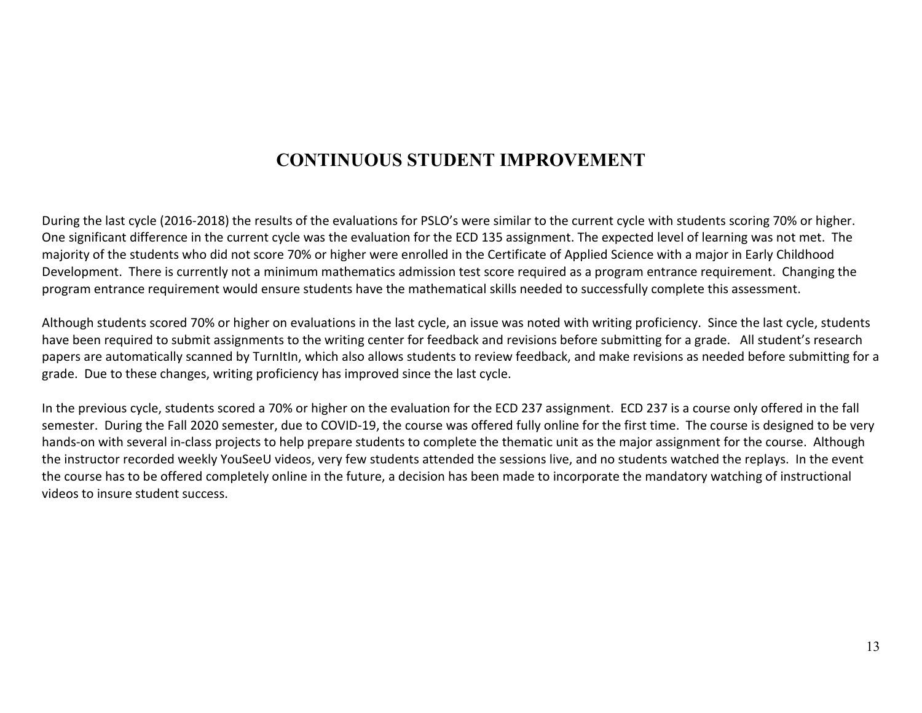# CONTINUOUS STUDENT IMPROVEMENT

During the last cycle (2016-2018) the results of the evaluations for PSLO's were similar to the current cycle with students scoring 70% or higher. One significant difference in the current cycle was the evaluation for the ECD 135 assignment. The expected level of learning was not met. The majority of the students who did not score 70% or higher were enrolled in the Certificate of Applied Science with a major in Early Childhood Development. There is currently not a minimum mathematics admission test score required as a program entrance requirement. Changing the program entrance requirement would ensure students have the mathematical skills needed to successfully complete this assessment.

Although students scored 70% or higher on evaluations in the last cycle, an issue was noted with writing proficiency. Since the last cycle, students have been required to submit assignments to the writing center for feedback and revisions before submitting for a grade. All student's research papers are automatically scanned by TurnItIn, which also allows students to review feedback, and make revisions as needed before submitting for a grade. Due to these changes, writing proficiency has improved since the last cycle.

In the previous cycle, students scored a 70% or higher on the evaluation for the ECD 237 assignment. ECD 237 is a course only offered in the fall semester. During the Fall 2020 semester, due to COVID-19, the course was offered fully online for the first time. The course is designed to be very hands-on with several in-class projects to help prepare students to complete the thematic unit as the major assignment for the course. Although the instructor recorded weekly YouSeeU videos, very few students attended the sessions live, and no students watched the replays. In the event the course has to be offered completely online in the future, a decision has been made to incorporate the mandatory watching of instructional videos to insure student success.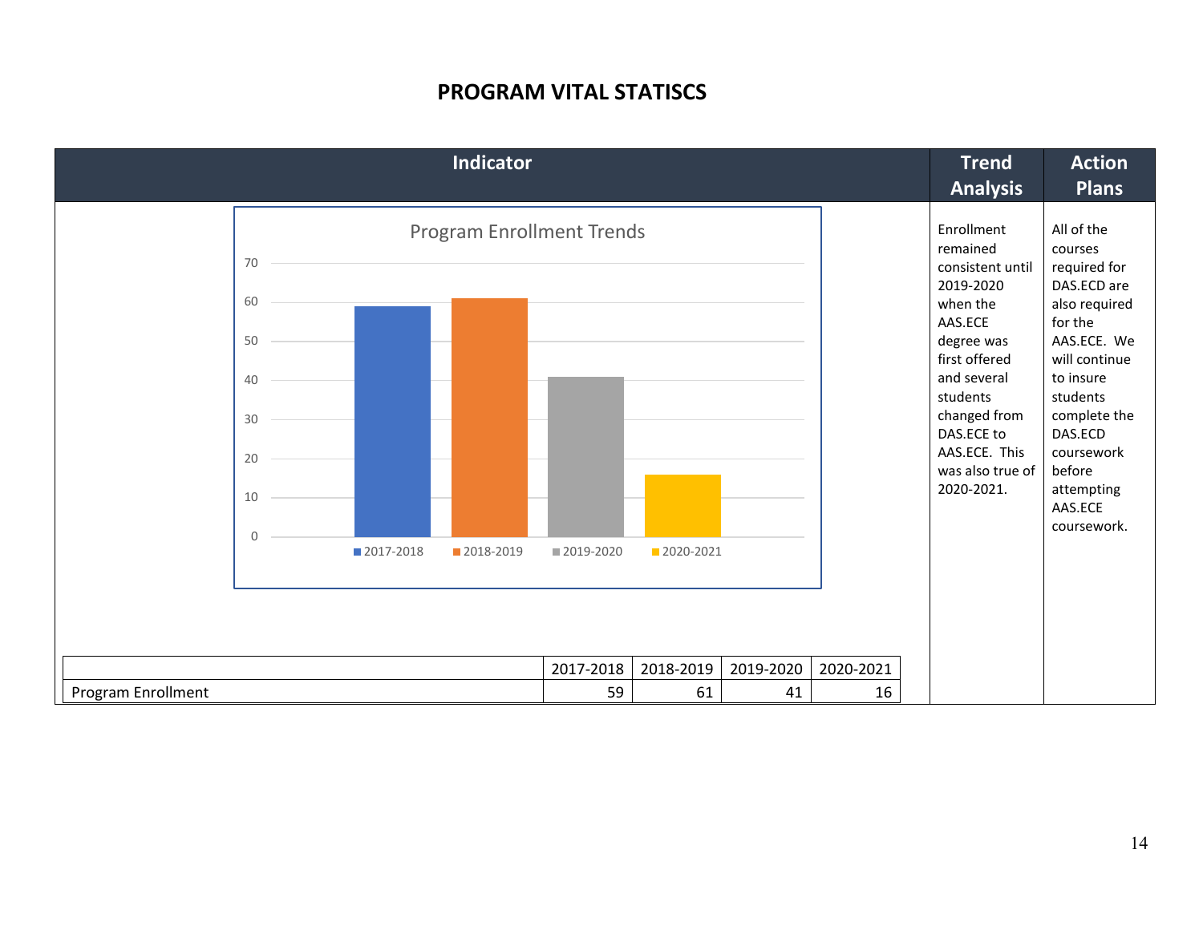# PROGRAM VITAL STATISCS

| Indicator | Trend Analysis | Action Plans |
|---|---|---|
| Program Enrollment Trends (chart: 2017-2018, 2018-2019, 2019-2020, 2020-2021) | Enrollment remained consistent until 2019-2020 when the AAS.ECE degree was first offered and several students changed from DAS.ECE to AAS.ECE. This was also true of 2020-2021. | All of the courses required for DAS.ECD are also required for the AAS.ECE. We will continue to insure students complete the DAS.ECD coursework before attempting AAS.ECE coursework. |

| | 2017-2018 | 2018-2019 | 2019-2020 | 2020-2021 |
|---|---|---|---|---|
| Program Enrollment | 59 | 61 | 41 | 16 |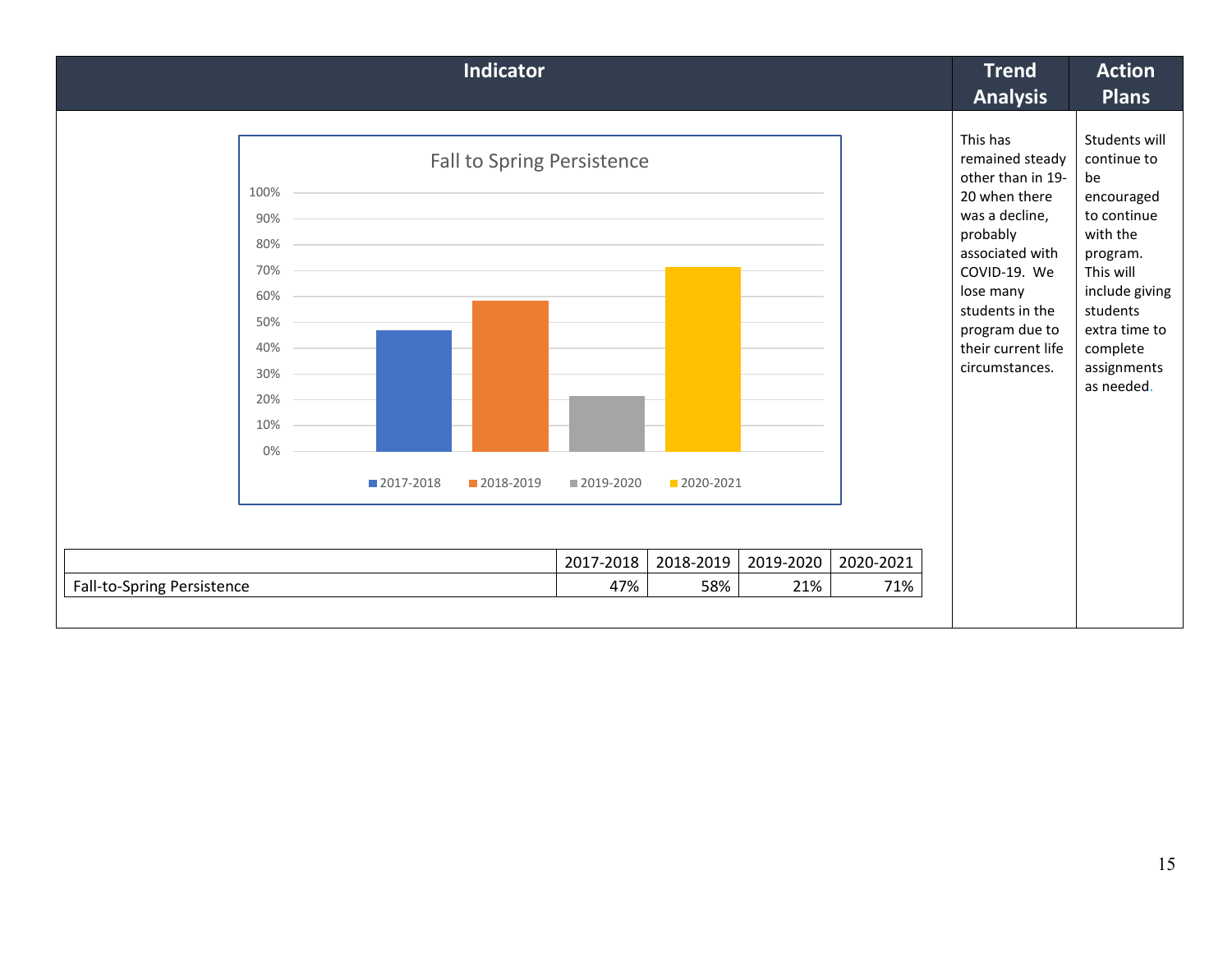| Indicator | Trend Analysis | Action Plans |
| --- | --- | --- |
| Fall to Spring Persistence | This has remained steady other than in 19-20 when there was a decline, probably associated with COVID-19. We lose many students in the program due to their current life circumstances. | Students will continue to be encouraged to continue with the program. This will include giving students extra time to complete assignments as needed. |

| | 2017-2018 | 2018-2019 | 2019-2020 | 2020-2021 |
| --- | --- | --- | --- | --- |
| Fall-to-Spring Persistence | 47% | 58% | 21% | 71% |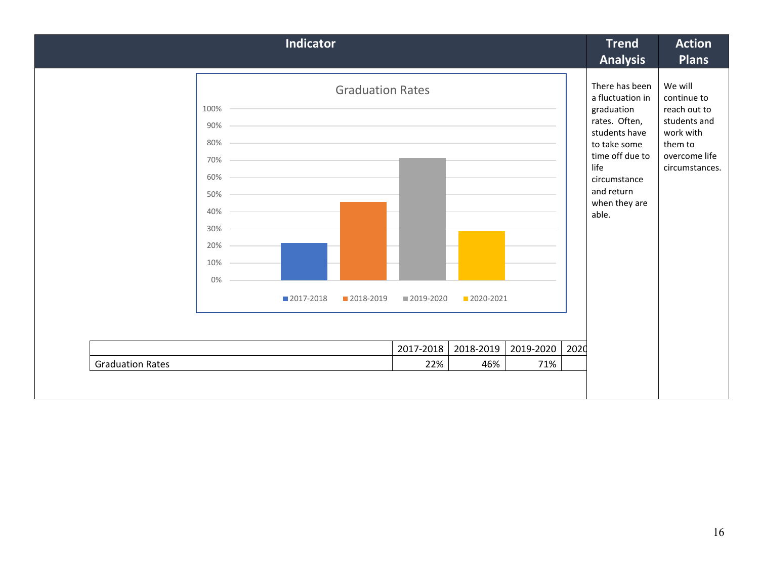| Indicator | Trend Analysis | Action Plans |
| --- | --- | --- |
| **Graduation Rates** (chart: 2017-2018, 2018-2019, 2019-2020, 2020-2021) | There has been a fluctuation in graduation rates. Often, students have to take some time off due to life circumstance and return when they are able. | We will continue to reach out to students and work with them to overcome life circumstances. |

| | 2017-2018 | 2018-2019 | 2019-2020 | 2020 |
| --- | --- | --- | --- | --- |
| Graduation Rates | 22% | 46% | 71% | |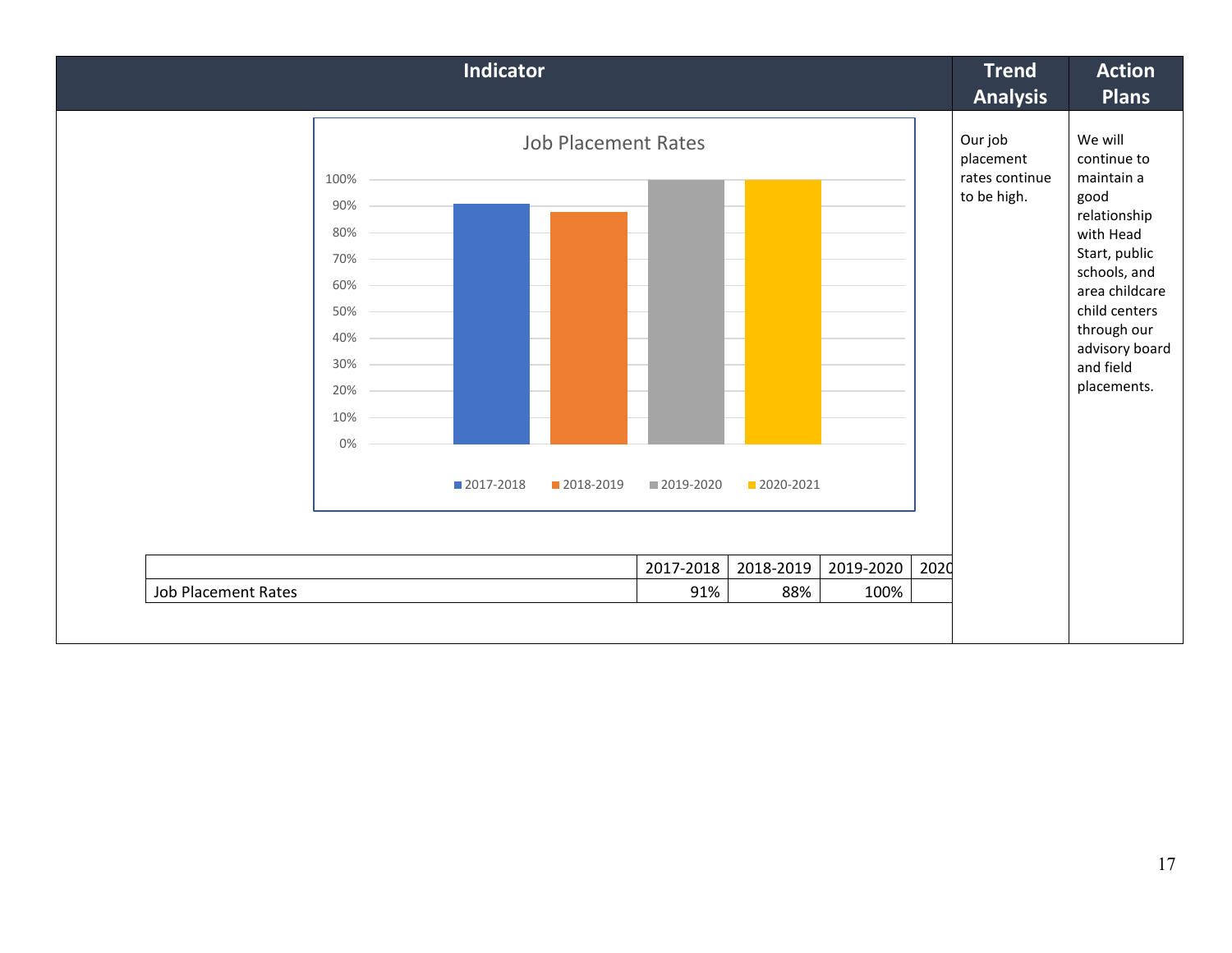| Indicator | Trend Analysis | Action Plans |
|---|---|---|
| Job Placement Rates (chart and data table below) | Our job placement rates continue to be high. | We will continue to maintain a good relationship with Head Start, public schools, and area childcare child centers through our advisory board and field placements. |

Job Placement Rates

100%
90%
80%
70%
60%
50%
40%
30%
20%
10%
0%

2017-2018 2018-2019 2019-2020 2020-2021

| | 2017-2018 | 2018-2019 | 2019-2020 | 2020 |
|---|---|---|---|---|
| Job Placement Rates | 91% | 88% | 100% | |